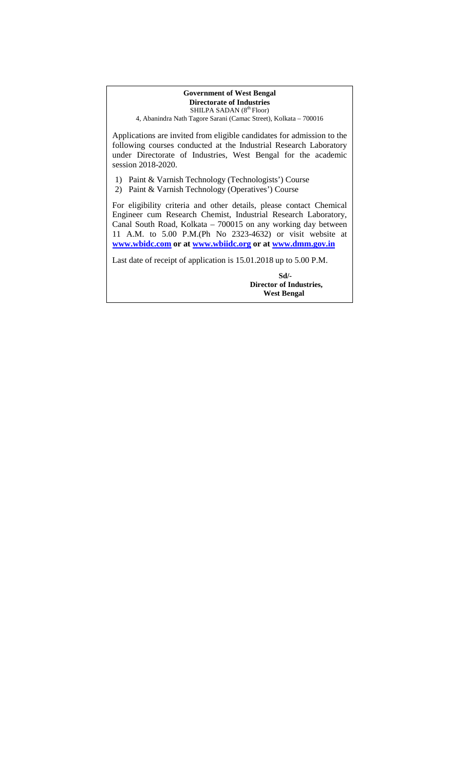**Government of West Bengal**
**Directorate of Industries**
SHILPA SADAN (8th Floor)
4, Abanindra Nath Tagore Sarani (Camac Street), Kolkata – 700016

Applications are invited from eligible candidates for admission to the following courses conducted at the Industrial Research Laboratory under Directorate of Industries, West Bengal for the academic session 2018-2020.

1) Paint & Varnish Technology (Technologists') Course
2) Paint & Varnish Technology (Operatives') Course

For eligibility criteria and other details, please contact Chemical Engineer cum Research Chemist, Industrial Research Laboratory, Canal South Road, Kolkata – 700015 on any working day between 11 A.M. to 5.00 P.M.(Ph No 2323-4632) or visit website at **www.wbidc.com or at www.wbiidc.org or at www.dmm.gov.in**

Last date of receipt of application is 15.01.2018 up to 5.00 P.M.

**Sd/-**
**Director of Industries,**
**West Bengal**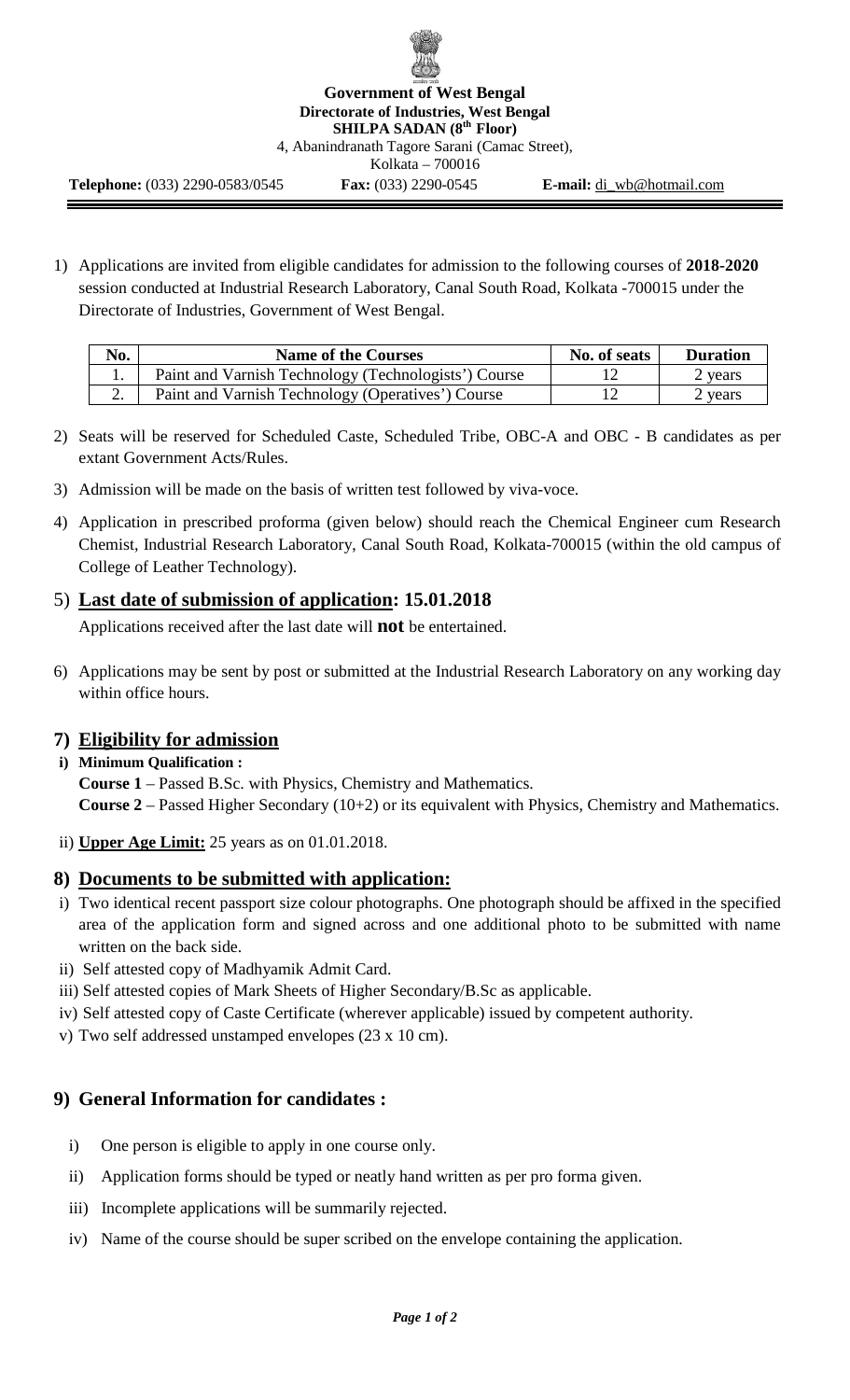**Government of West Bengal**
**Directorate of Industries, West Bengal**
**SHILPA SADAN (8th Floor)**
4, Abanindranath Tagore Sarani (Camac Street),
Kolkata – 700016

**Telephone:** (033) 2290-0583/0545 **Fax:** (033) 2290-0545 **E-mail:** di_wb@hotmail.com

1) Applications are invited from eligible candidates for admission to the following courses of **2018-2020** session conducted at Industrial Research Laboratory, Canal South Road, Kolkata -700015 under the Directorate of Industries, Government of West Bengal.

| No. | Name of the Courses | No. of seats | Duration |
|---|---|---|---|
| 1. | Paint and Varnish Technology (Technologists') Course | 12 | 2 years |
| 2. | Paint and Varnish Technology (Operatives') Course | 12 | 2 years |

2) Seats will be reserved for Scheduled Caste, Scheduled Tribe, OBC-A and OBC - B candidates as per extant Government Acts/Rules.

3) Admission will be made on the basis of written test followed by viva-voce.

4) Application in prescribed proforma (given below) should reach the Chemical Engineer cum Research Chemist, Industrial Research Laboratory, Canal South Road, Kolkata-700015 (within the old campus of College of Leather Technology).

## 5) Last date of submission of application: 15.01.2018

Applications received after the last date will **not** be entertained.

6) Applications may be sent by post or submitted at the Industrial Research Laboratory on any working day within office hours.

## 7) Eligibility for admission

**i) Minimum Qualification :**

**Course 1** – Passed B.Sc. with Physics, Chemistry and Mathematics.
**Course 2** – Passed Higher Secondary (10+2) or its equivalent with Physics, Chemistry and Mathematics.

ii) **Upper Age Limit:** 25 years as on 01.01.2018.

## 8) Documents to be submitted with application:

i) Two identical recent passport size colour photographs. One photograph should be affixed in the specified area of the application form and signed across and one additional photo to be submitted with name written on the back side.
ii) Self attested copy of Madhyamik Admit Card.
iii) Self attested copies of Mark Sheets of Higher Secondary/B.Sc as applicable.
iv) Self attested copy of Caste Certificate (wherever applicable) issued by competent authority.
v) Two self addressed unstamped envelopes (23 x 10 cm).

## 9) General Information for candidates :

i) One person is eligible to apply in one course only.
ii) Application forms should be typed or neatly hand written as per pro forma given.
iii) Incomplete applications will be summarily rejected.
iv) Name of the course should be super scribed on the envelope containing the application.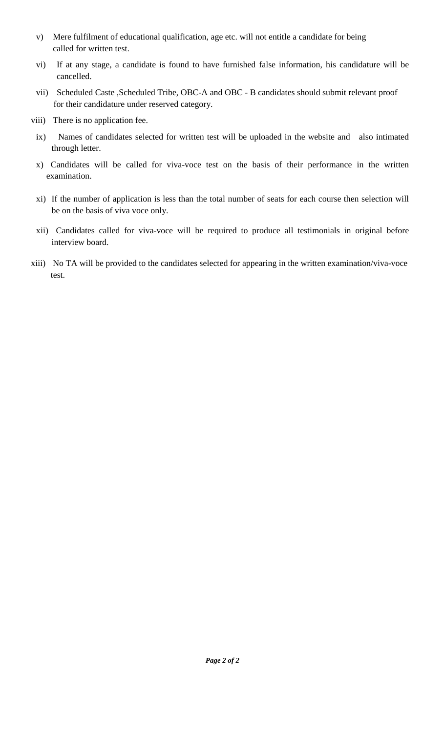v) Mere fulfilment of educational qualification, age etc. will not entitle a candidate for being called for written test.

vi) If at any stage, a candidate is found to have furnished false information, his candidature will be cancelled.

vii) Scheduled Caste ,Scheduled Tribe, OBC-A and OBC - B candidates should submit relevant proof for their candidature under reserved category.

viii) There is no application fee.

ix) Names of candidates selected for written test will be uploaded in the website and also intimated through letter.

x) Candidates will be called for viva-voce test on the basis of their performance in the written examination.

xi) If the number of application is less than the total number of seats for each course then selection will be on the basis of viva voce only.

xii) Candidates called for viva-voce will be required to produce all testimonials in original before interview board.

xiii) No TA will be provided to the candidates selected for appearing in the written examination/viva-voce test.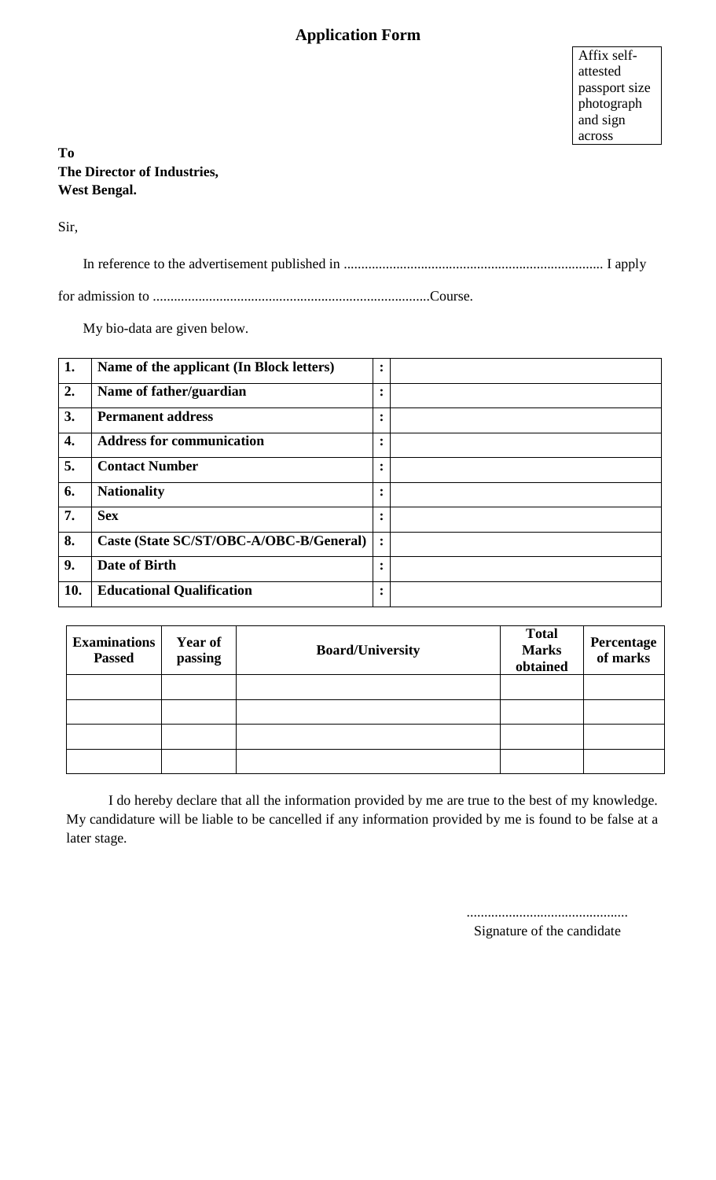# Application Form

Affix self-attested passport size photograph and sign across

**To**
**The Director of Industries,**
**West Bengal.**

Sir,

In reference to the advertisement published in ......................................................................... I apply for admission to ..............................................................................Course.

My bio-data are given below.

| | | | |
|---|---|---|---|
| **1.** | **Name of the applicant (In Block letters)** | **:** | |
| **2.** | **Name of father/guardian** | **:** | |
| **3.** | **Permanent address** | **:** | |
| **4.** | **Address for communication** | **:** | |
| **5.** | **Contact Number** | **:** | |
| **6.** | **Nationality** | **:** | |
| **7.** | **Sex** | **:** | |
| **8.** | **Caste (State SC/ST/OBC-A/OBC-B/General)** | **:** | |
| **9.** | **Date of Birth** | **:** | |
| **10.** | **Educational Qualification** | **:** | |

| **Examinations Passed** | **Year of passing** | **Board/University** | **Total Marks obtained** | **Percentage of marks** |
|---|---|---|---|---|
| | | | | |
| | | | | |
| | | | | |
| | | | | |

I do hereby declare that all the information provided by me are true to the best of my knowledge. My candidature will be liable to be cancelled if any information provided by me is found to be false at a later stage.

..............................................
Signature of the candidate